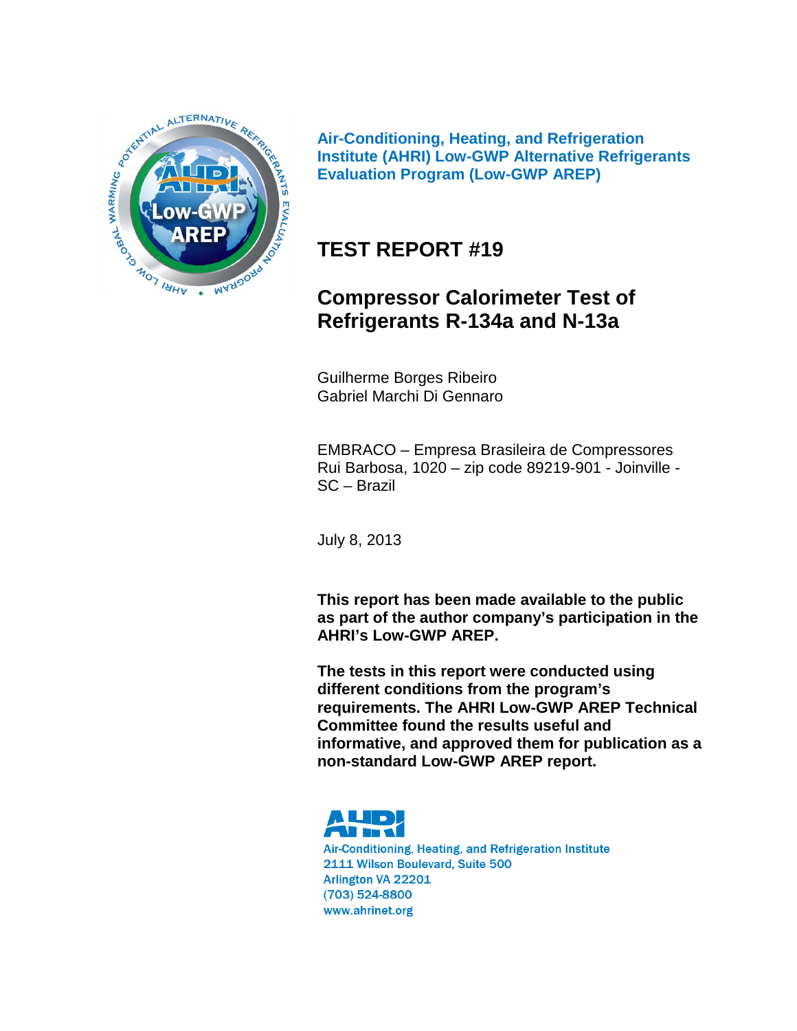**Air-Conditioning, Heating, and Refrigeration Institute (AHRI) Low-GWP Alternative Refrigerants Evaluation Program (Low-GWP AREP)**

# TEST REPORT #19

## Compressor Calorimeter Test of Refrigerants R-134a and N-13a

Guilherme Borges Ribeiro
Gabriel Marchi Di Gennaro

EMBRACO – Empresa Brasileira de Compressores
Rui Barbosa, 1020 – zip code 89219-901 - Joinville - SC – Brazil

July 8, 2013

**This report has been made available to the public as part of the author company's participation in the AHRI's Low-GWP AREP.**

**The tests in this report were conducted using different conditions from the program's requirements. The AHRI Low-GWP AREP Technical Committee found the results useful and informative, and approved them for publication as a non-standard Low-GWP AREP report.**

Air-Conditioning, Heating, and Refrigeration Institute
2111 Wilson Boulevard, Suite 500
Arlington VA 22201
(703) 524-8800
www.ahrinet.org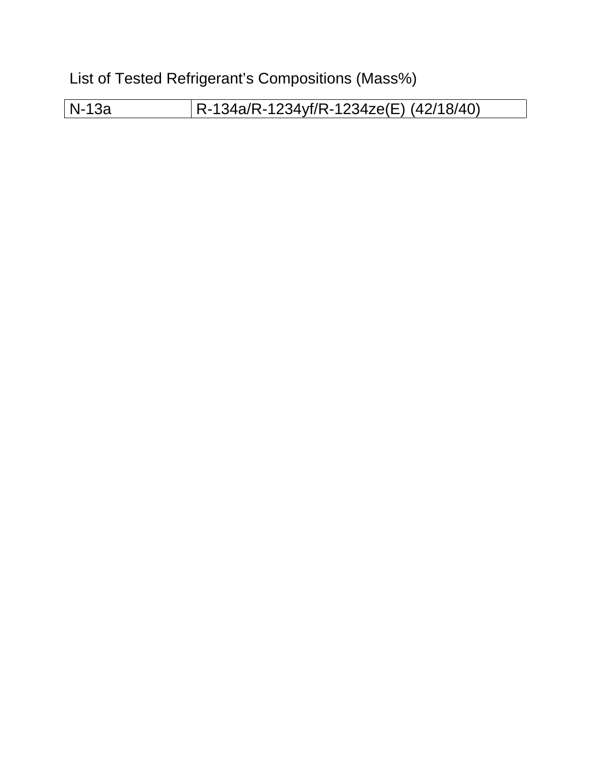List of Tested Refrigerant’s Compositions (Mass%)

| N-13a | R-134a/R-1234yf/R-1234ze(E) (42/18/40) |
|---|---|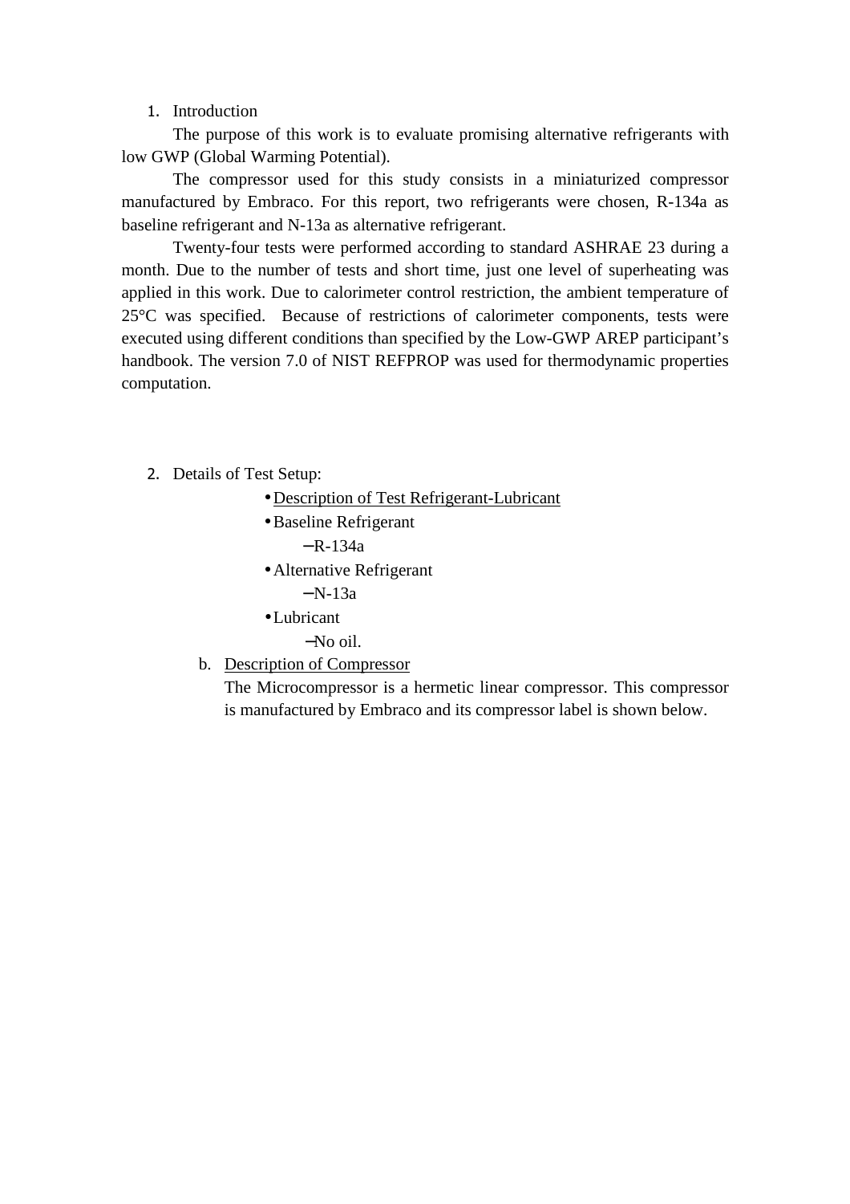1. Introduction

The purpose of this work is to evaluate promising alternative refrigerants with low GWP (Global Warming Potential).

The compressor used for this study consists in a miniaturized compressor manufactured by Embraco. For this report, two refrigerants were chosen, R-134a as baseline refrigerant and N-13a as alternative refrigerant.

Twenty-four tests were performed according to standard ASHRAE 23 during a month. Due to the number of tests and short time, just one level of superheating was applied in this work. Due to calorimeter control restriction, the ambient temperature of 25°C was specified. Because of restrictions of calorimeter components, tests were executed using different conditions than specified by the Low-GWP AREP participant's handbook. The version 7.0 of NIST REFPROP was used for thermodynamic properties computation.

2. Details of Test Setup:

- Description of Test Refrigerant-Lubricant
- Baseline Refrigerant
  - R-134a
- Alternative Refrigerant
  - N-13a
- Lubricant
  - No oil.

b. Description of Compressor

The Microcompressor is a hermetic linear compressor. This compressor is manufactured by Embraco and its compressor label is shown below.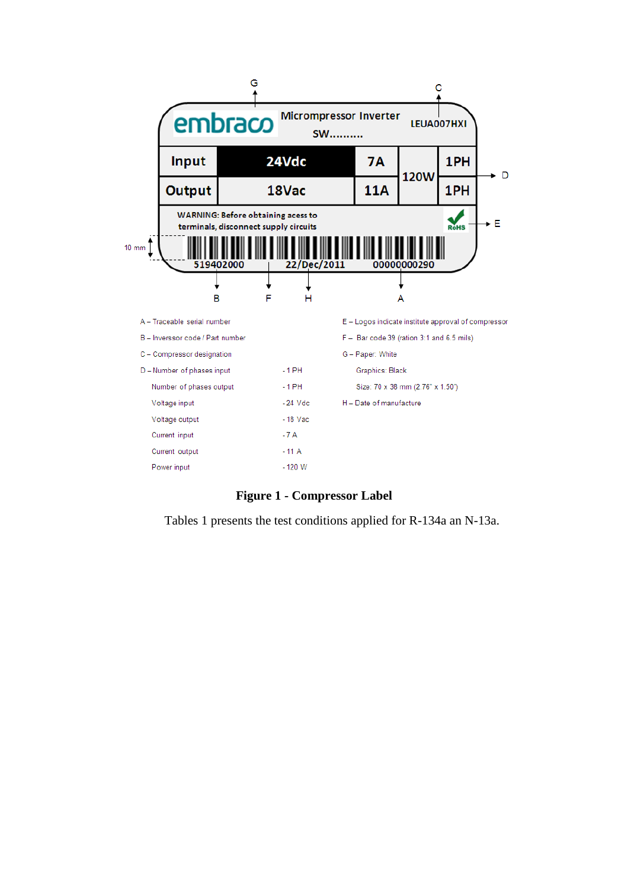A – Traceable serial number

B – Inverssor code / Part number

C – Compressor designation

D – Number of phases input - 1 PH

Number of phases output - 1 PH

Voltage input - 24 Vdc

Voltage output - 18 Vac

Current input - 7 A

Current output - 11 A

Power input - 120 W

E – Logos indicate institute approval of compressor

F – Bar code 39 (ration 3:1 and 6.5 mils)

G – Paper: White

Graphics: Black

Size: 70 x 38 mm (2.76" x 1.50")

H – Date of manufacture

**Figure 1 - Compressor Label**

Tables 1 presents the test conditions applied for R-134a an N-13a.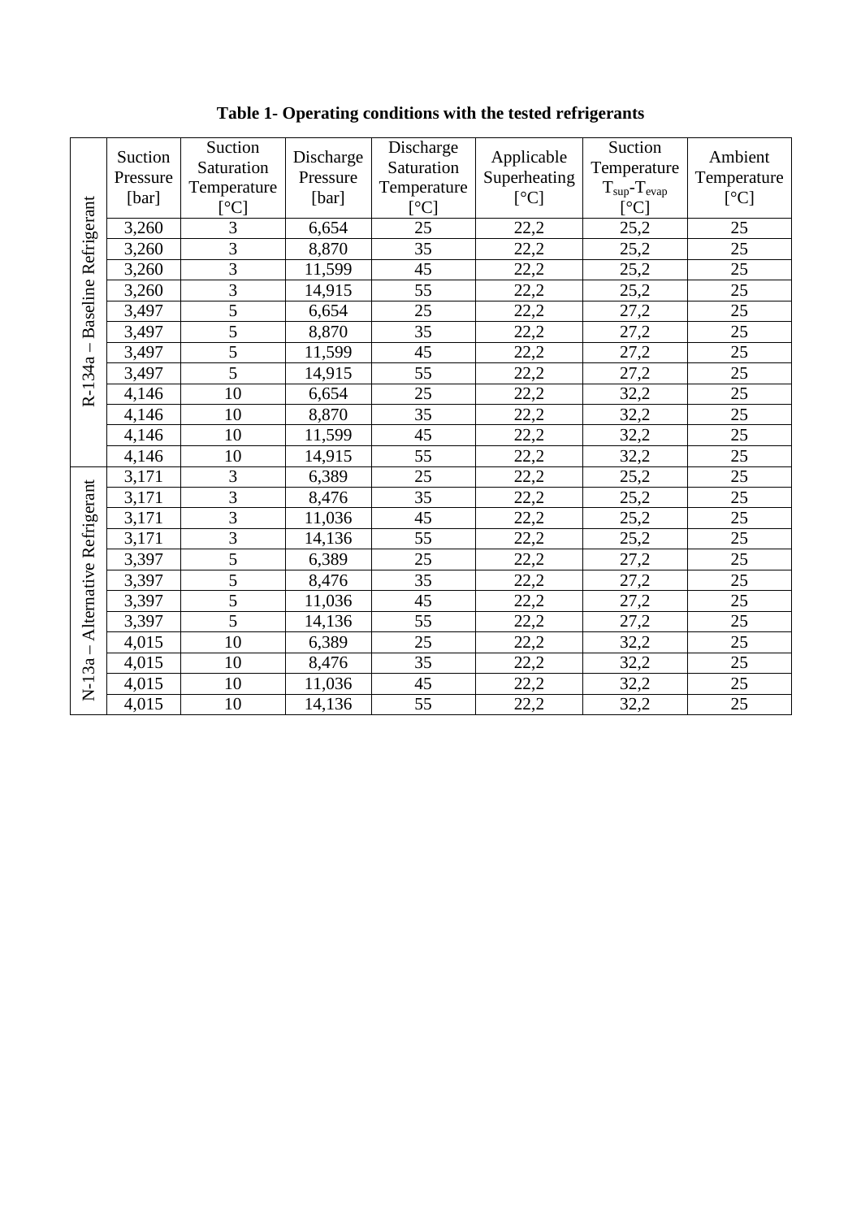**Table 1- Operating conditions with the tested refrigerants**

| | Suction Pressure [bar] | Suction Saturation Temperature [°C] | Discharge Pressure [bar] | Discharge Saturation Temperature [°C] | Applicable Superheating [°C] | Suction Temperature $T_{sup}$-$T_{evap}$ [°C] | Ambient Temperature [°C] |
|---|---|---|---|---|---|---|---|
| R-134a – Baseline Refrigerant | 3,260 | 3 | 6,654 | 25 | 22,2 | 25,2 | 25 |
| | 3,260 | 3 | 8,870 | 35 | 22,2 | 25,2 | 25 |
| | 3,260 | 3 | 11,599 | 45 | 22,2 | 25,2 | 25 |
| | 3,260 | 3 | 14,915 | 55 | 22,2 | 25,2 | 25 |
| | 3,497 | 5 | 6,654 | 25 | 22,2 | 27,2 | 25 |
| | 3,497 | 5 | 8,870 | 35 | 22,2 | 27,2 | 25 |
| | 3,497 | 5 | 11,599 | 45 | 22,2 | 27,2 | 25 |
| | 3,497 | 5 | 14,915 | 55 | 22,2 | 27,2 | 25 |
| | 4,146 | 10 | 6,654 | 25 | 22,2 | 32,2 | 25 |
| | 4,146 | 10 | 8,870 | 35 | 22,2 | 32,2 | 25 |
| | 4,146 | 10 | 11,599 | 45 | 22,2 | 32,2 | 25 |
| | 4,146 | 10 | 14,915 | 55 | 22,2 | 32,2 | 25 |
| N-13a – Alternative Refrigerant | 3,171 | 3 | 6,389 | 25 | 22,2 | 25,2 | 25 |
| | 3,171 | 3 | 8,476 | 35 | 22,2 | 25,2 | 25 |
| | 3,171 | 3 | 11,036 | 45 | 22,2 | 25,2 | 25 |
| | 3,171 | 3 | 14,136 | 55 | 22,2 | 25,2 | 25 |
| | 3,397 | 5 | 6,389 | 25 | 22,2 | 27,2 | 25 |
| | 3,397 | 5 | 8,476 | 35 | 22,2 | 27,2 | 25 |
| | 3,397 | 5 | 11,036 | 45 | 22,2 | 27,2 | 25 |
| | 3,397 | 5 | 14,136 | 55 | 22,2 | 27,2 | 25 |
| | 4,015 | 10 | 6,389 | 25 | 22,2 | 32,2 | 25 |
| | 4,015 | 10 | 8,476 | 35 | 22,2 | 32,2 | 25 |
| | 4,015 | 10 | 11,036 | 45 | 22,2 | 32,2 | 25 |
| | 4,015 | 10 | 14,136 | 55 | 22,2 | 32,2 | 25 |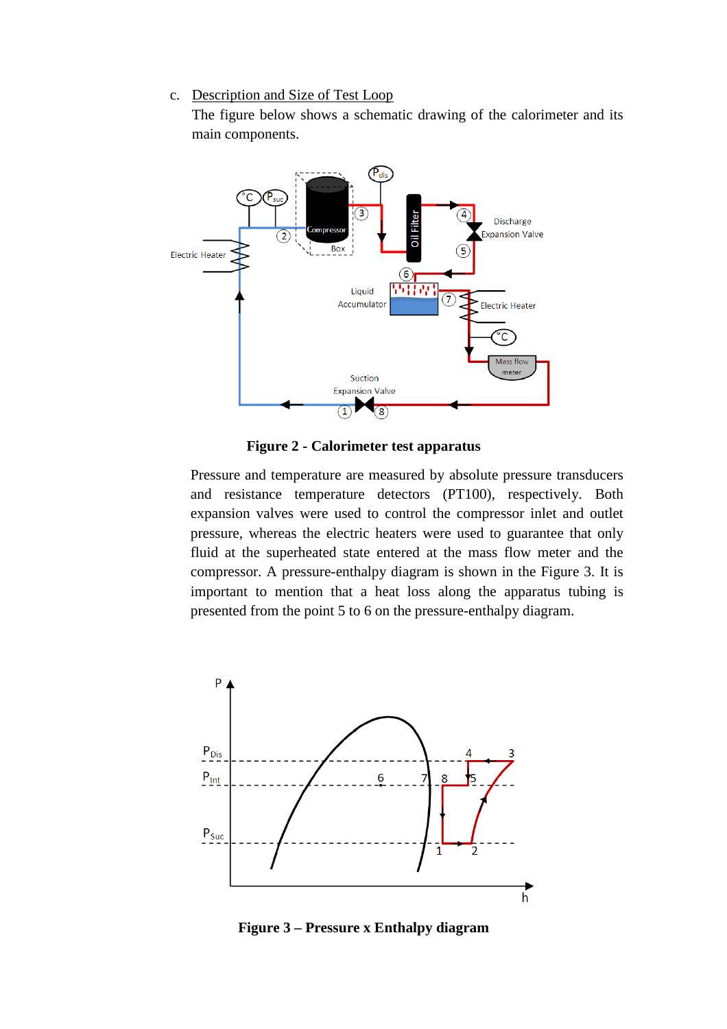c. <u>Description and Size of Test Loop</u>

The figure below shows a schematic drawing of the calorimeter and its main components.

**Figure 2 - Calorimeter test apparatus**

Pressure and temperature are measured by absolute pressure transducers and resistance temperature detectors (PT100), respectively. Both expansion valves were used to control the compressor inlet and outlet pressure, whereas the electric heaters were used to guarantee that only fluid at the superheated state entered at the mass flow meter and the compressor. A pressure-enthalpy diagram is shown in the Figure 3. It is important to mention that a heat loss along the apparatus tubing is presented from the point 5 to 6 on the pressure-enthalpy diagram.

**Figure 3 – Pressure x Enthalpy diagram**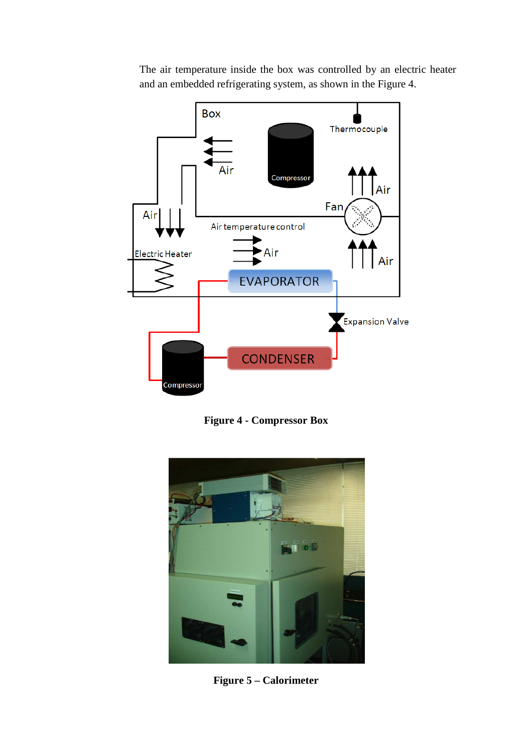The air temperature inside the box was controlled by an electric heater and an embedded refrigerating system, as shown in the Figure 4.

**Figure 4 - Compressor Box**

**Figure 5 – Calorimeter**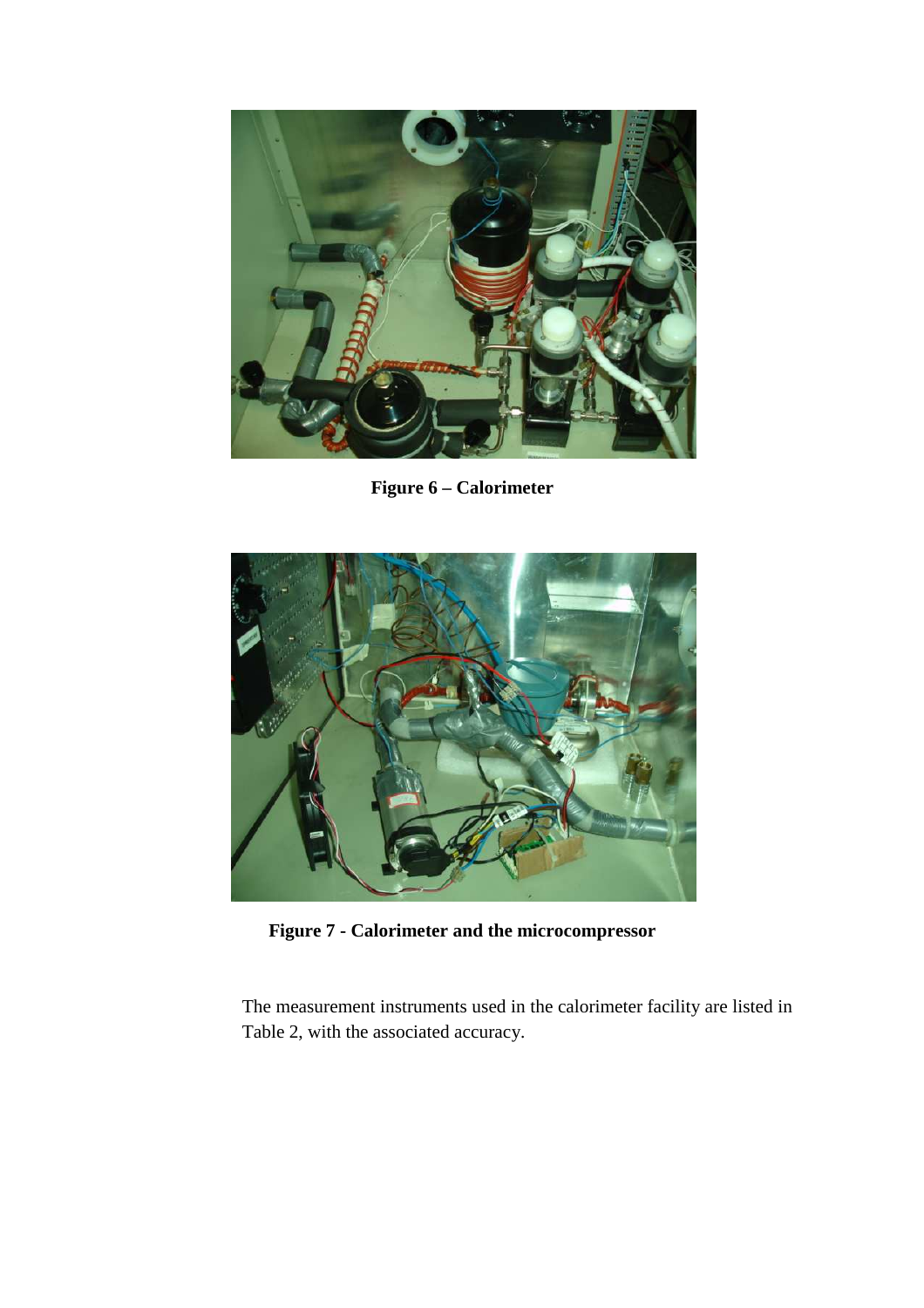**Figure 6 – Calorimeter**

**Figure 7 - Calorimeter and the microcompressor**

The measurement instruments used in the calorimeter facility are listed in Table 2, with the associated accuracy.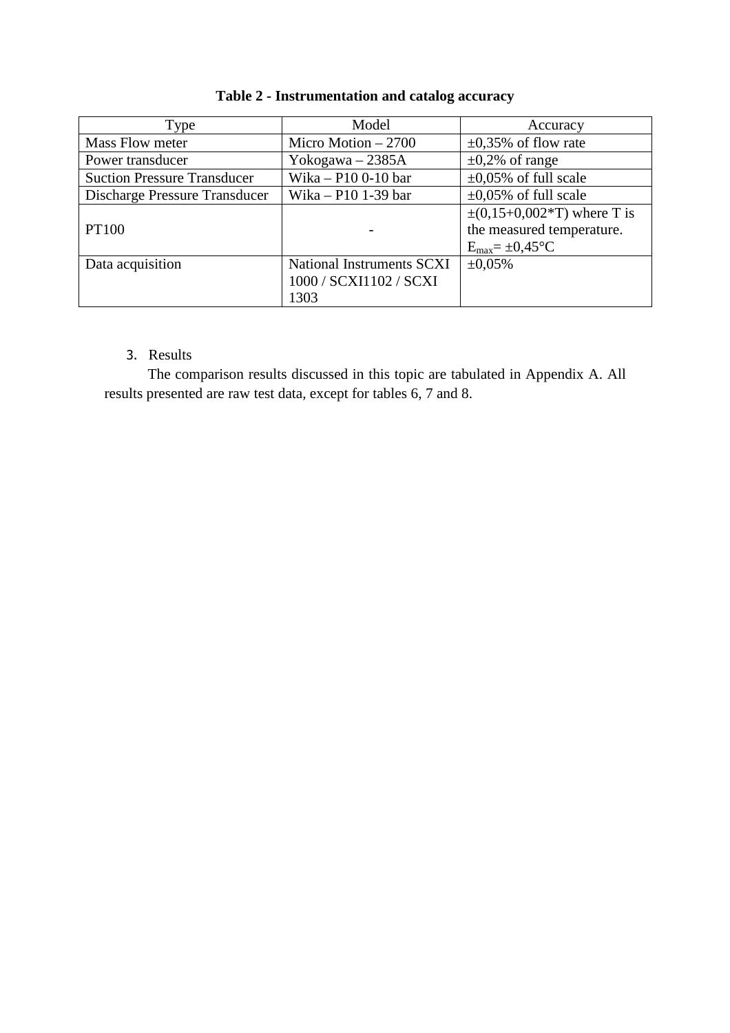**Table 2 - Instrumentation and catalog accuracy**

| Type | Model | Accuracy |
|---|---|---|
| Mass Flow meter | Micro Motion – 2700 | ±0,35% of flow rate |
| Power transducer | Yokogawa – 2385A | ±0,2% of range |
| Suction Pressure Transducer | Wika – P10 0-10 bar | ±0,05% of full scale |
| Discharge Pressure Transducer | Wika – P10 1-39 bar | ±0,05% of full scale |
| PT100 | - | ±(0,15+0,002*T) where T is the measured temperature. $E_{max}$= ±0,45°C |
| Data acquisition | National Instruments SCXI 1000 / SCXI1102 / SCXI 1303 | ±0,05% |

3. Results

The comparison results discussed in this topic are tabulated in Appendix A. All results presented are raw test data, except for tables 6, 7 and 8.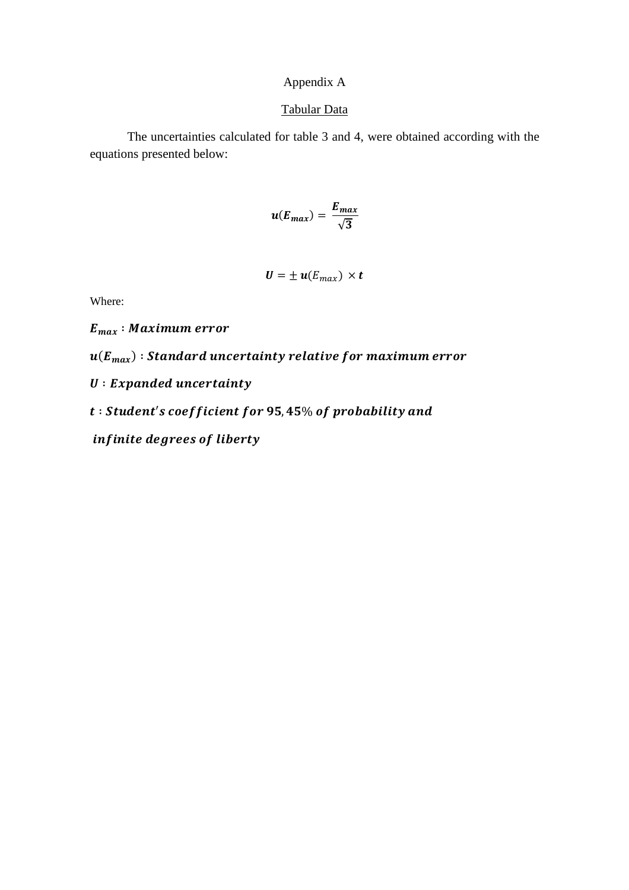# Appendix A

## Tabular Data

The uncertainties calculated for table 3 and 4, were obtained according with the equations presented below:

$$\boldsymbol{u}(\boldsymbol{E}_{max}) = \frac{\boldsymbol{E}_{max}}{\sqrt{3}}$$

$$\boldsymbol{U} = \pm\, \boldsymbol{u}(E_{max}) \times \boldsymbol{t}$$

Where:

$\boldsymbol{E}_{max}$ : $\boldsymbol{Maximum\ error}$

$\boldsymbol{u}(\boldsymbol{E}_{max})$ : $\boldsymbol{Standard\ uncertainty\ relative\ for\ maximum\ error}$

$\boldsymbol{U}$ : $\boldsymbol{Expanded\ uncertainty}$

$\boldsymbol{t}$ : $\boldsymbol{Student's\ coefficient\ for\ 95,45\%\ of\ probability\ and}$

$\boldsymbol{infinite\ degrees\ of\ liberty}$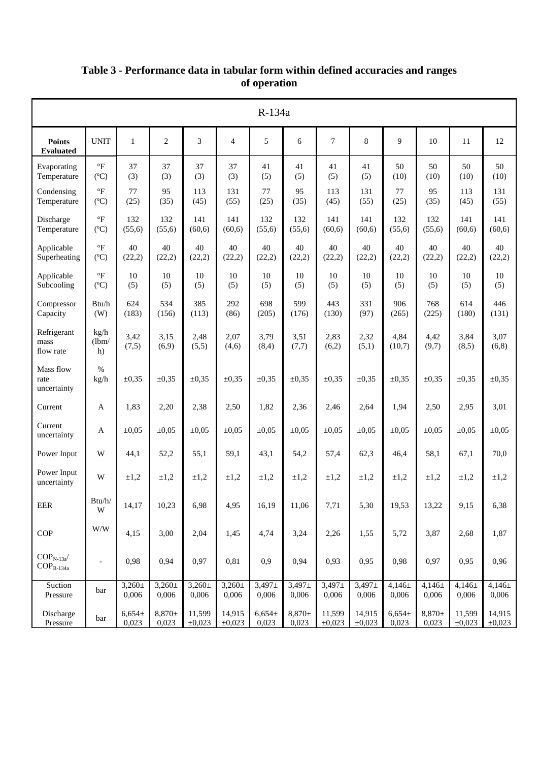## Table 3 - Performance data in tabular form within defined accuracies and ranges of operation

| R-134a | | | | | | | | | | | | | |
|---|---|---|---|---|---|---|---|---|---|---|---|---|---|
| **Points Evaluated** | UNIT | 1 | 2 | 3 | 4 | 5 | 6 | 7 | 8 | 9 | 10 | 11 | 12 |
| Evaporating Temperature | °F (°C) | 37 (3) | 37 (3) | 37 (3) | 37 (3) | 41 (5) | 41 (5) | 41 (5) | 41 (5) | 50 (10) | 50 (10) | 50 (10) | 50 (10) |
| Condensing Temperature | °F (°C) | 77 (25) | 95 (35) | 113 (45) | 131 (55) | 77 (25) | 95 (35) | 113 (45) | 131 (55) | 77 (25) | 95 (35) | 113 (45) | 131 (55) |
| Discharge Temperature | °F (°C) | 132 (55,6) | 132 (55,6) | 141 (60,6) | 141 (60,6) | 132 (55,6) | 132 (55,6) | 141 (60,6) | 141 (60,6) | 132 (55,6) | 132 (55,6) | 141 (60,6) | 141 (60,6) |
| Applicable Superheating | °F (°C) | 40 (22,2) | 40 (22,2) | 40 (22,2) | 40 (22,2) | 40 (22,2) | 40 (22,2) | 40 (22,2) | 40 (22,2) | 40 (22,2) | 40 (22,2) | 40 (22,2) | 40 (22,2) |
| Applicable Subcooling | °F (°C) | 10 (5) | 10 (5) | 10 (5) | 10 (5) | 10 (5) | 10 (5) | 10 (5) | 10 (5) | 10 (5) | 10 (5) | 10 (5) | 10 (5) |
| Compressor Capacity | Btu/h (W) | 624 (183) | 534 (156) | 385 (113) | 292 (86) | 698 (205) | 599 (176) | 443 (130) | 331 (97) | 906 (265) | 768 (225) | 614 (180) | 446 (131) |
| Refrigerant mass flow rate | kg/h (lbm/h) | 3,42 (7,5) | 3,15 (6,9) | 2,48 (5,5) | 2,07 (4,6) | 3,79 (8,4) | 3,51 (7,7) | 2,83 (6,2) | 2,32 (5,1) | 4,84 (10,7) | 4,42 (9,7) | 3,84 (8,5) | 3,07 (6,8) |
| Mass flow rate uncertainty | % kg/h | ±0,35 | ±0,35 | ±0,35 | ±0,35 | ±0,35 | ±0,35 | ±0,35 | ±0,35 | ±0,35 | ±0,35 | ±0,35 | ±0,35 |
| Current | A | 1,83 | 2,20 | 2,38 | 2,50 | 1,82 | 2,36 | 2,46 | 2,64 | 1,94 | 2,50 | 2,95 | 3,01 |
| Current uncertainty | A | ±0,05 | ±0,05 | ±0,05 | ±0,05 | ±0,05 | ±0,05 | ±0,05 | ±0,05 | ±0,05 | ±0,05 | ±0,05 | ±0,05 |
| Power Input | W | 44,1 | 52,2 | 55,1 | 59,1 | 43,1 | 54,2 | 57,4 | 62,3 | 46,4 | 58,1 | 67,1 | 70,0 |
| Power Input uncertainty | W | ±1,2 | ±1,2 | ±1,2 | ±1,2 | ±1,2 | ±1,2 | ±1,2 | ±1,2 | ±1,2 | ±1,2 | ±1,2 | ±1,2 |
| EER | Btu/h/W | 14,17 | 10,23 | 6,98 | 4,95 | 16,19 | 11,06 | 7,71 | 5,30 | 19,53 | 13,22 | 9,15 | 6,38 |
| COP | W/W | 4,15 | 3,00 | 2,04 | 1,45 | 4,74 | 3,24 | 2,26 | 1,55 | 5,72 | 3,87 | 2,68 | 1,87 |
| $COP_{N\text{-}13a}/COP_{R\text{-}134a}$ | - | 0,98 | 0,94 | 0,97 | 0,81 | 0,9 | 0,94 | 0,93 | 0,95 | 0,98 | 0,97 | 0,95 | 0,96 |
| Suction Pressure | bar | 3,260± 0,006 | 3,260± 0,006 | 3,260± 0,006 | 3,260± 0,006 | 3,497± 0,006 | 3,497± 0,006 | 3,497± 0,006 | 3,497± 0,006 | 4,146± 0,006 | 4,146± 0,006 | 4,146± 0,006 | 4,146± 0,006 |
| Discharge Pressure | bar | 6,654± 0,023 | 8,870± 0,023 | 11,599 ±0,023 | 14,915 ±0,023 | 6,654± 0,023 | 8,870± 0,023 | 11,599 ±0,023 | 14,915 ±0,023 | 6,654± 0,023 | 8,870± 0,023 | 11,599 ±0,023 | 14,915 ±0,023 |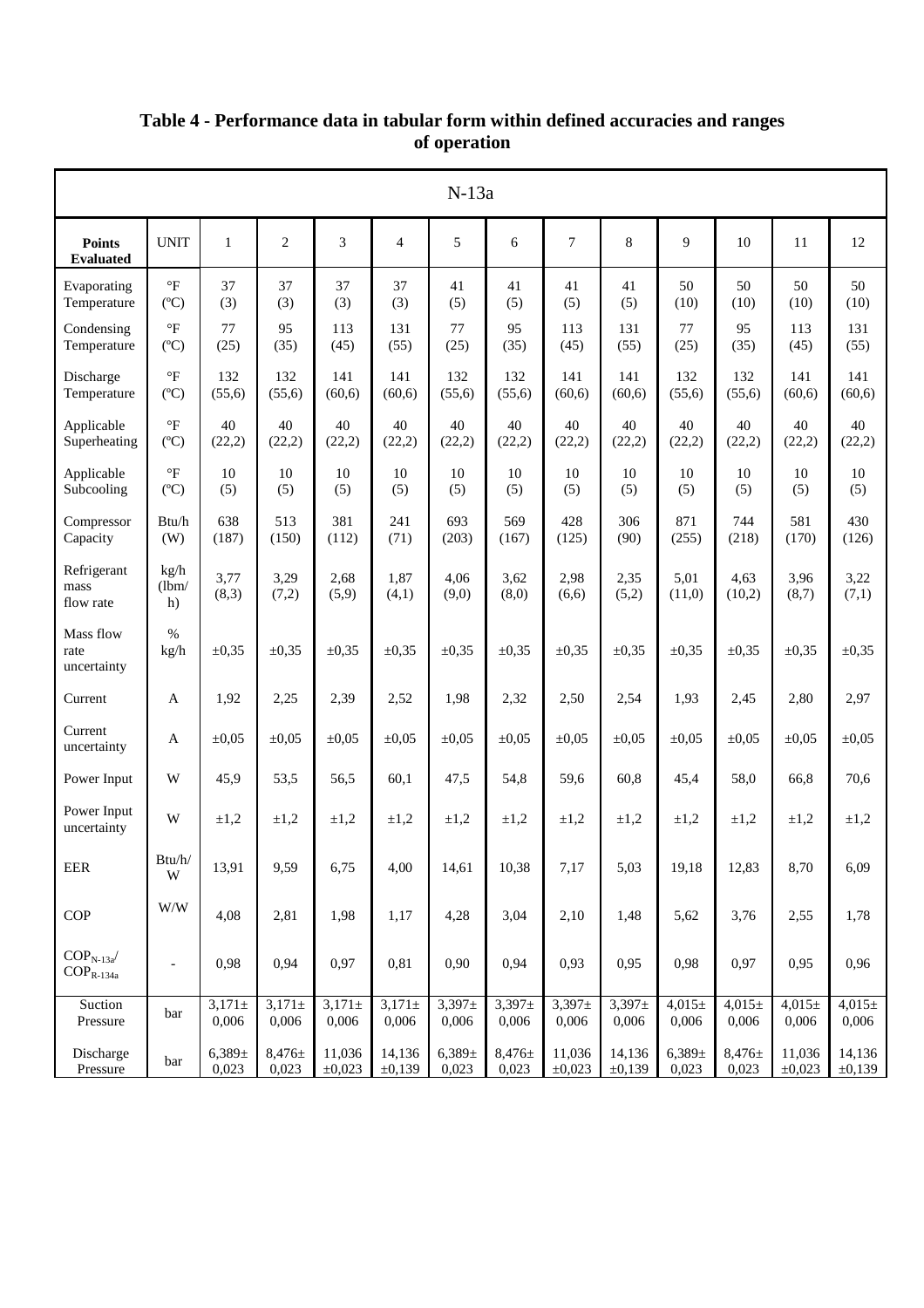# Table 4 - Performance data in tabular form within defined accuracies and ranges of operation

| N-13a | | | | | | | | | | | | | |
|---|---|---|---|---|---|---|---|---|---|---|---|---|---|
| **Points Evaluated** | UNIT | 1 | 2 | 3 | 4 | 5 | 6 | 7 | 8 | 9 | 10 | 11 | 12 |
| Evaporating Temperature | °F (ºC) | 37 (3) | 37 (3) | 37 (3) | 37 (3) | 41 (5) | 41 (5) | 41 (5) | 41 (5) | 50 (10) | 50 (10) | 50 (10) | 50 (10) |
| Condensing Temperature | °F (ºC) | 77 (25) | 95 (35) | 113 (45) | 131 (55) | 77 (25) | 95 (35) | 113 (45) | 131 (55) | 77 (25) | 95 (35) | 113 (45) | 131 (55) |
| Discharge Temperature | °F (ºC) | 132 (55,6) | 132 (55,6) | 141 (60,6) | 141 (60,6) | 132 (55,6) | 132 (55,6) | 141 (60,6) | 141 (60,6) | 132 (55,6) | 132 (55,6) | 141 (60,6) | 141 (60,6) |
| Applicable Superheating | °F (ºC) | 40 (22,2) | 40 (22,2) | 40 (22,2) | 40 (22,2) | 40 (22,2) | 40 (22,2) | 40 (22,2) | 40 (22,2) | 40 (22,2) | 40 (22,2) | 40 (22,2) | 40 (22,2) |
| Applicable Subcooling | °F (ºC) | 10 (5) | 10 (5) | 10 (5) | 10 (5) | 10 (5) | 10 (5) | 10 (5) | 10 (5) | 10 (5) | 10 (5) | 10 (5) | 10 (5) |
| Compressor Capacity | Btu/h (W) | 638 (187) | 513 (150) | 381 (112) | 241 (71) | 693 (203) | 569 (167) | 428 (125) | 306 (90) | 871 (255) | 744 (218) | 581 (170) | 430 (126) |
| Refrigerant mass flow rate | kg/h (lbm/h) | 3,77 (8,3) | 3,29 (7,2) | 2,68 (5,9) | 1,87 (4,1) | 4,06 (9,0) | 3,62 (8,0) | 2,98 (6,6) | 2,35 (5,2) | 5,01 (11,0) | 4,63 (10,2) | 3,96 (8,7) | 3,22 (7,1) |
| Mass flow rate uncertainty | % kg/h | ±0,35 | ±0,35 | ±0,35 | ±0,35 | ±0,35 | ±0,35 | ±0,35 | ±0,35 | ±0,35 | ±0,35 | ±0,35 | ±0,35 |
| Current | A | 1,92 | 2,25 | 2,39 | 2,52 | 1,98 | 2,32 | 2,50 | 2,54 | 1,93 | 2,45 | 2,80 | 2,97 |
| Current uncertainty | A | ±0,05 | ±0,05 | ±0,05 | ±0,05 | ±0,05 | ±0,05 | ±0,05 | ±0,05 | ±0,05 | ±0,05 | ±0,05 | ±0,05 |
| Power Input | W | 45,9 | 53,5 | 56,5 | 60,1 | 47,5 | 54,8 | 59,6 | 60,8 | 45,4 | 58,0 | 66,8 | 70,6 |
| Power Input uncertainty | W | ±1,2 | ±1,2 | ±1,2 | ±1,2 | ±1,2 | ±1,2 | ±1,2 | ±1,2 | ±1,2 | ±1,2 | ±1,2 | ±1,2 |
| EER | Btu/h/W | 13,91 | 9,59 | 6,75 | 4,00 | 14,61 | 10,38 | 7,17 | 5,03 | 19,18 | 12,83 | 8,70 | 6,09 |
| COP | W/W | 4,08 | 2,81 | 1,98 | 1,17 | 4,28 | 3,04 | 2,10 | 1,48 | 5,62 | 3,76 | 2,55 | 1,78 |
| $COP_{N-13a}$/ $COP_{R-134a}$ | - | 0,98 | 0,94 | 0,97 | 0,81 | 0,90 | 0,94 | 0,93 | 0,95 | 0,98 | 0,97 | 0,95 | 0,96 |
| Suction Pressure | bar | 3,171± 0,006 | 3,171± 0,006 | 3,171± 0,006 | 3,171± 0,006 | 3,397± 0,006 | 3,397± 0,006 | 3,397± 0,006 | 3,397± 0,006 | 4,015± 0,006 | 4,015± 0,006 | 4,015± 0,006 | 4,015± 0,006 |
| Discharge Pressure | bar | 6,389± 0,023 | 8,476± 0,023 | 11,036 ±0,023 | 14,136 ±0,139 | 6,389± 0,023 | 8,476± 0,023 | 11,036 ±0,023 | 14,136 ±0,139 | 6,389± 0,023 | 8,476± 0,023 | 11,036 ±0,023 | 14,136 ±0,139 |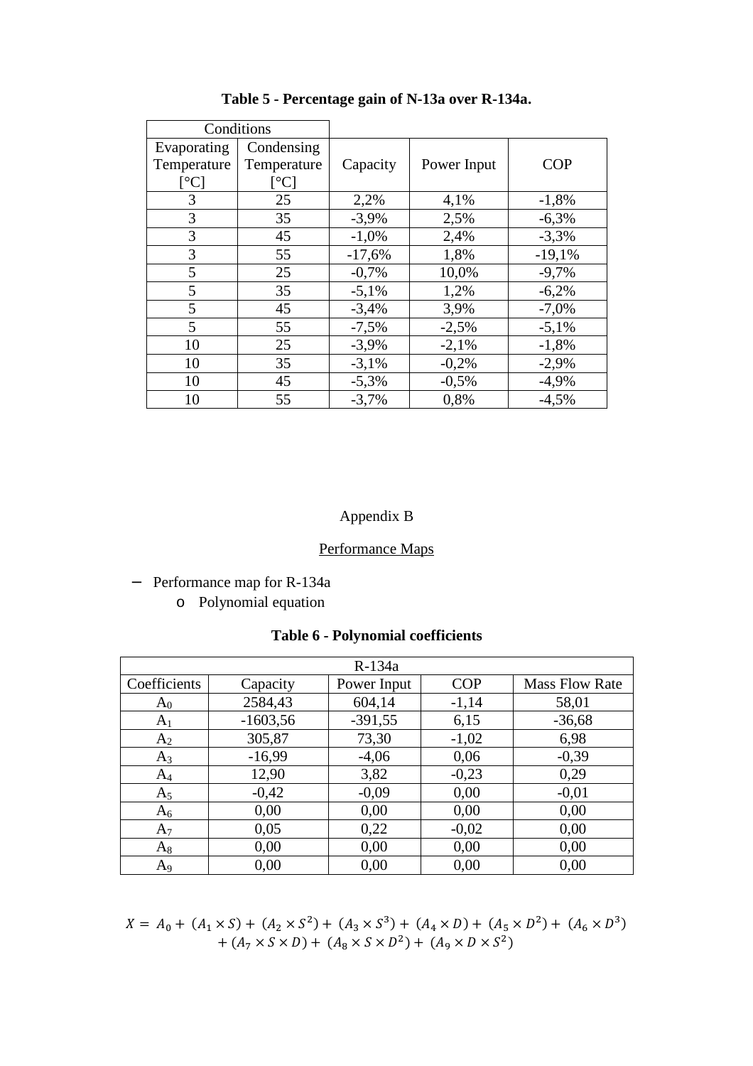**Table 5 - Percentage gain of N-13a over R-134a.**

| Conditions | | | | |
|---|---|---|---|---|
| Evaporating Temperature [°C] | Condensing Temperature [°C] | Capacity | Power Input | COP |
| 3 | 25 | 2,2% | 4,1% | -1,8% |
| 3 | 35 | -3,9% | 2,5% | -6,3% |
| 3 | 45 | -1,0% | 2,4% | -3,3% |
| 3 | 55 | -17,6% | 1,8% | -19,1% |
| 5 | 25 | -0,7% | 10,0% | -9,7% |
| 5 | 35 | -5,1% | 1,2% | -6,2% |
| 5 | 45 | -3,4% | 3,9% | -7,0% |
| 5 | 55 | -7,5% | -2,5% | -5,1% |
| 10 | 25 | -3,9% | -2,1% | -1,8% |
| 10 | 35 | -3,1% | -0,2% | -2,9% |
| 10 | 45 | -5,3% | -0,5% | -4,9% |
| 10 | 55 | -3,7% | 0,8% | -4,5% |

Appendix B

Performance Maps

- Performance map for R-134a
    - Polynomial equation

**Table 6 - Polynomial coefficients**

| R-134a | | | | |
|---|---|---|---|---|
| Coefficients | Capacity | Power Input | COP | Mass Flow Rate |
| $A_0$ | 2584,43 | 604,14 | -1,14 | 58,01 |
| $A_1$ | -1603,56 | -391,55 | 6,15 | -36,68 |
| $A_2$ | 305,87 | 73,30 | -1,02 | 6,98 |
| $A_3$ | -16,99 | -4,06 | 0,06 | -0,39 |
| $A_4$ | 12,90 | 3,82 | -0,23 | 0,29 |
| $A_5$ | -0,42 | -0,09 | 0,00 | -0,01 |
| $A_6$ | 0,00 | 0,00 | 0,00 | 0,00 |
| $A_7$ | 0,05 | 0,22 | -0,02 | 0,00 |
| $A_8$ | 0,00 | 0,00 | 0,00 | 0,00 |
| $A_9$ | 0,00 | 0,00 | 0,00 | 0,00 |

$$X = A_0 + (A_1 \times S) + (A_2 \times S^2) + (A_3 \times S^3) + (A_4 \times D) + (A_5 \times D^2) + (A_6 \times D^3) + (A_7 \times S \times D) + (A_8 \times S \times D^2) + (A_9 \times D \times S^2)$$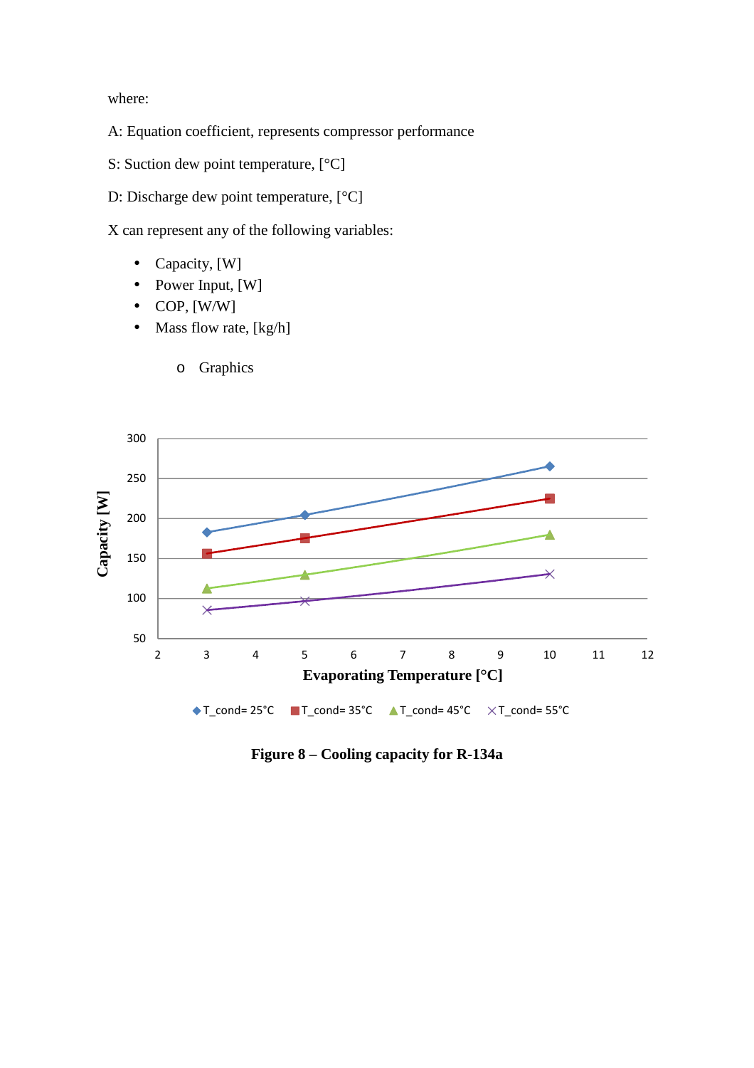where:

A: Equation coefficient, represents compressor performance

S: Suction dew point temperature, [°C]

D: Discharge dew point temperature, [°C]

X can represent any of the following variables:

- Capacity, [W]
- Power Input, [W]
- COP, [W/W]
- Mass flow rate, [kg/h]

    - Graphics

**Figure 8 – Cooling capacity for R-134a**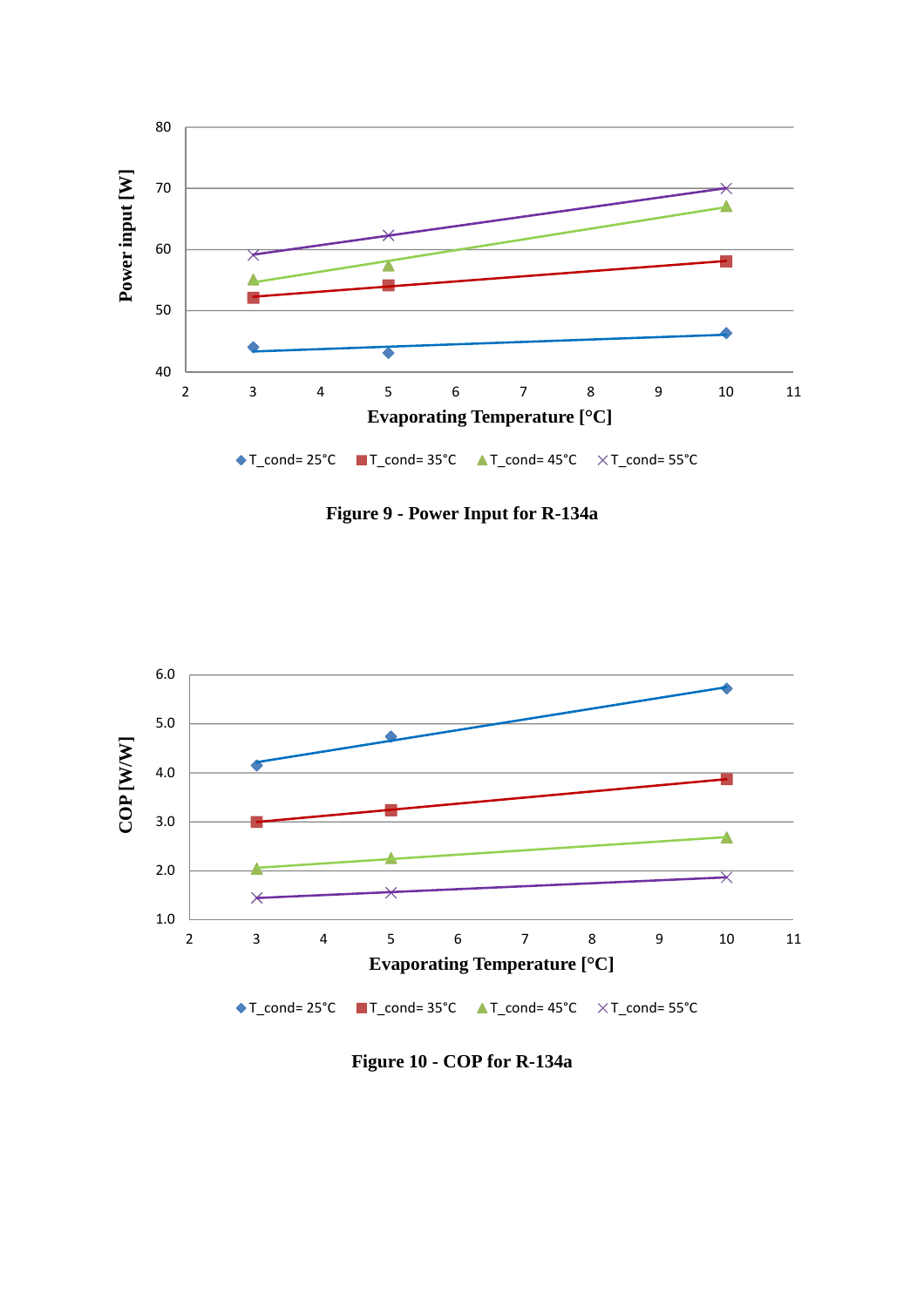**Figure 9 - Power Input for R-134a**

**Figure 10 - COP for R-134a**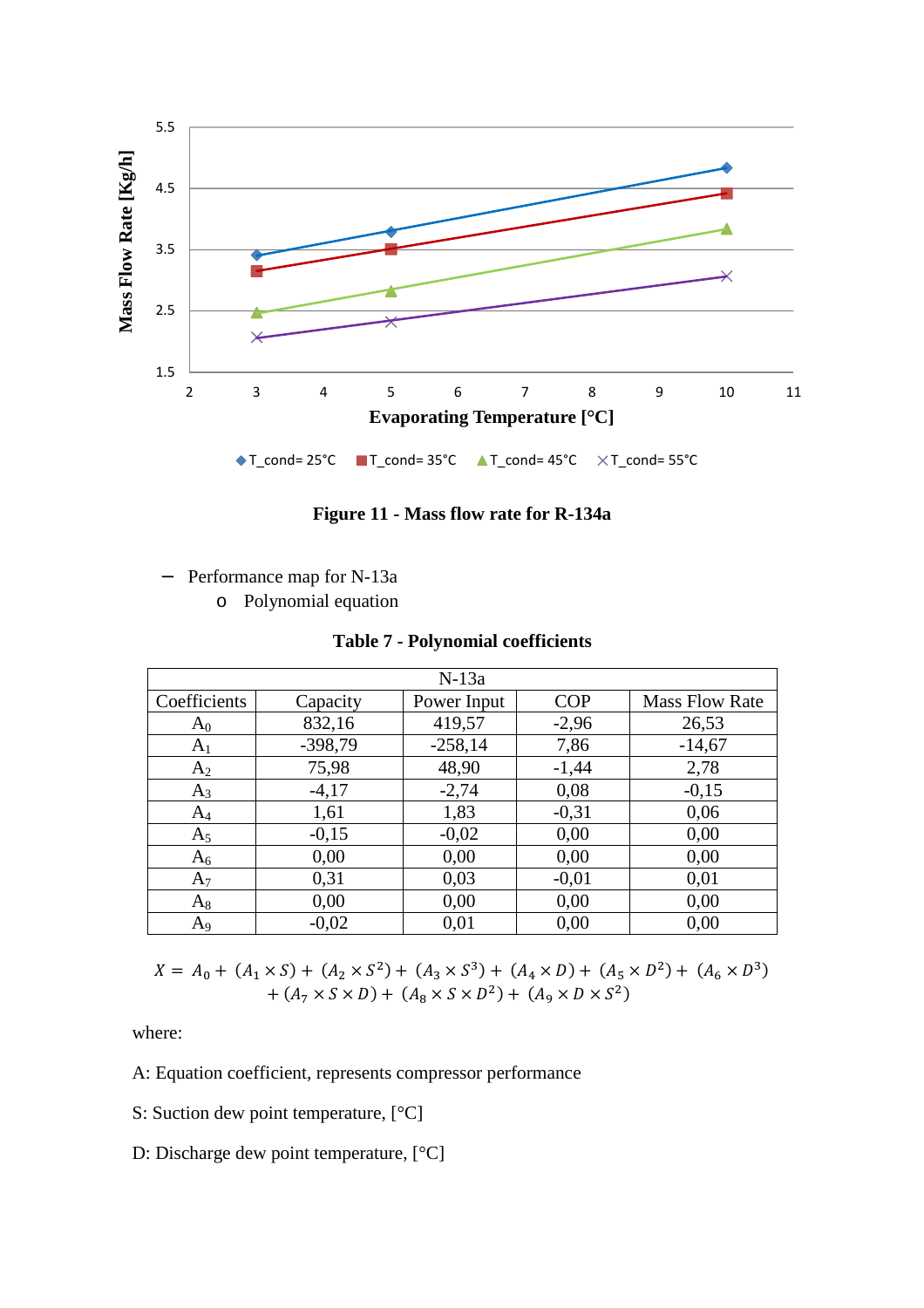Figure 11 - Mass flow rate for R-134a

- Performance map for N-13a
  - Polynomial equation

**Table 7 - Polynomial coefficients**

| N-13a | | | | |
|---|---|---|---|---|
| Coefficients | Capacity | Power Input | COP | Mass Flow Rate |
| $A_0$ | 832,16 | 419,57 | -2,96 | 26,53 |
| $A_1$ | -398,79 | -258,14 | 7,86 | -14,67 |
| $A_2$ | 75,98 | 48,90 | -1,44 | 2,78 |
| $A_3$ | -4,17 | -2,74 | 0,08 | -0,15 |
| $A_4$ | 1,61 | 1,83 | -0,31 | 0,06 |
| $A_5$ | -0,15 | -0,02 | 0,00 | 0,00 |
| $A_6$ | 0,00 | 0,00 | 0,00 | 0,00 |
| $A_7$ | 0,31 | 0,03 | -0,01 | 0,01 |
| $A_8$ | 0,00 | 0,00 | 0,00 | 0,00 |
| $A_9$ | -0,02 | 0,01 | 0,00 | 0,00 |

$$X = A_0 + (A_1 \times S) + (A_2 \times S^2) + (A_3 \times S^3) + (A_4 \times D) + (A_5 \times D^2) + (A_6 \times D^3) + (A_7 \times S \times D) + (A_8 \times S \times D^2) + (A_9 \times D \times S^2)$$

where:

A: Equation coefficient, represents compressor performance

S: Suction dew point temperature, [°C]

D: Discharge dew point temperature, [°C]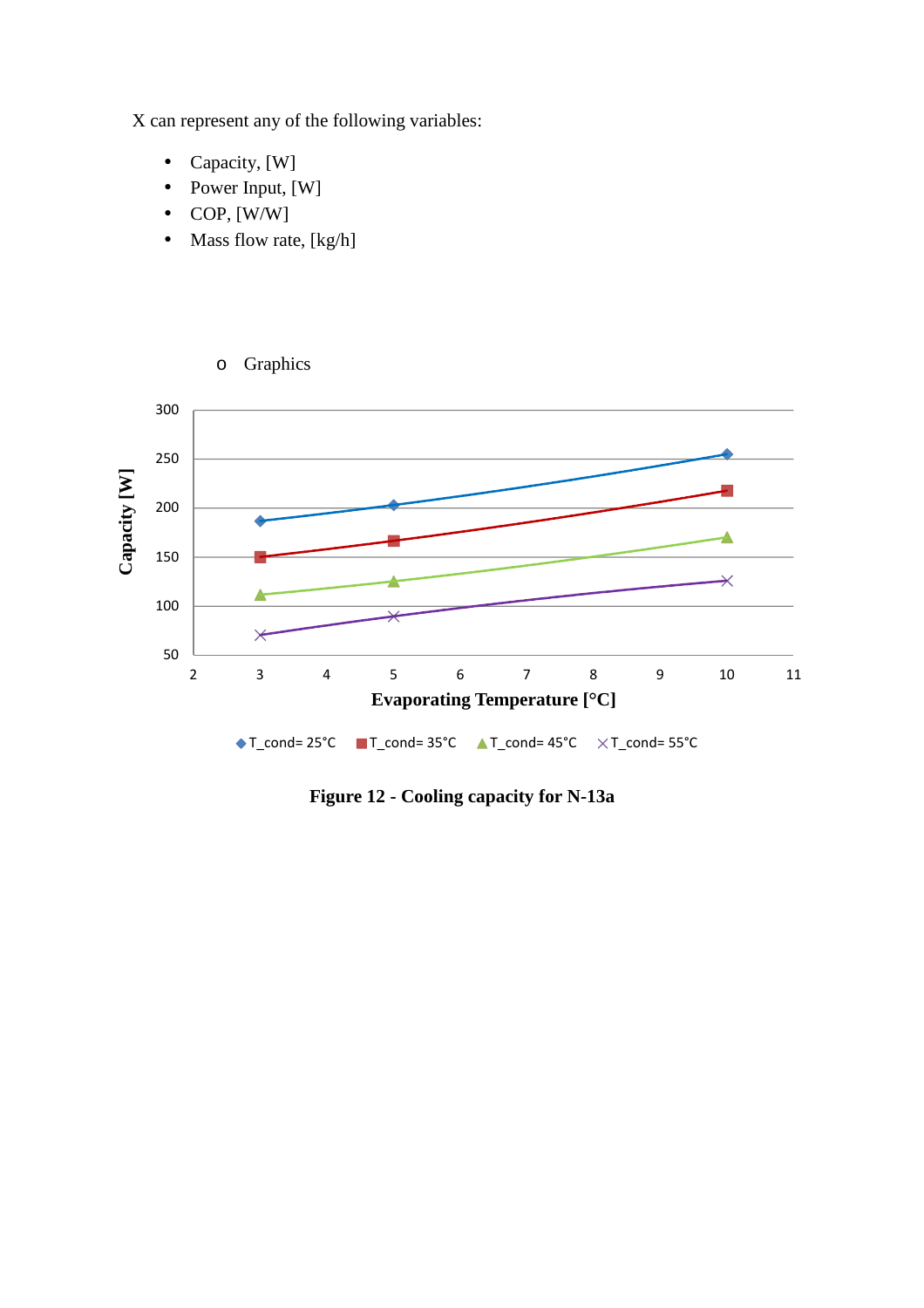X can represent any of the following variables:

- Capacity, [W]
- Power Input, [W]
- COP, [W/W]
- Mass flow rate, [kg/h]

  - Graphics

**Figure 12 - Cooling capacity for N-13a**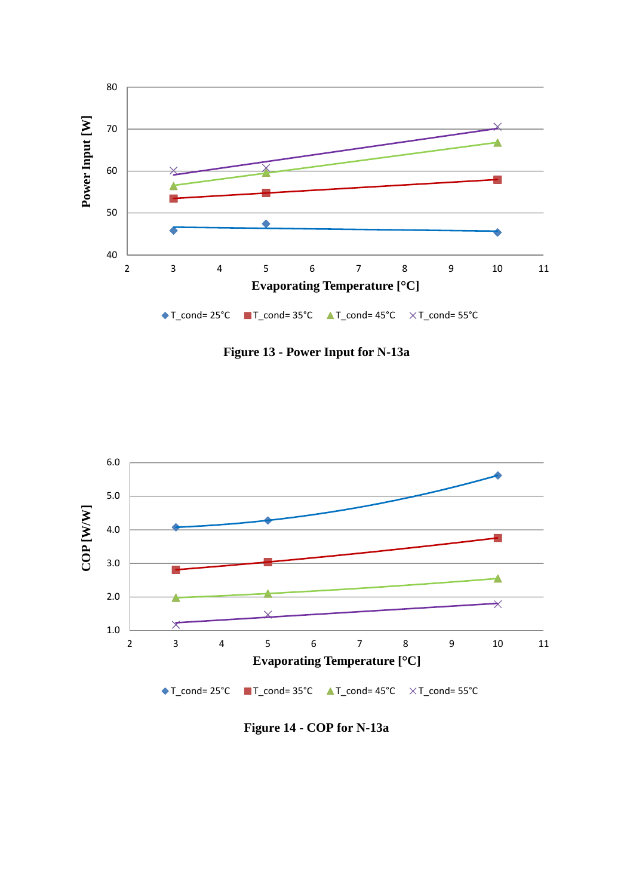Figure 13 - Power Input for N-13a

Figure 14 - COP for N-13a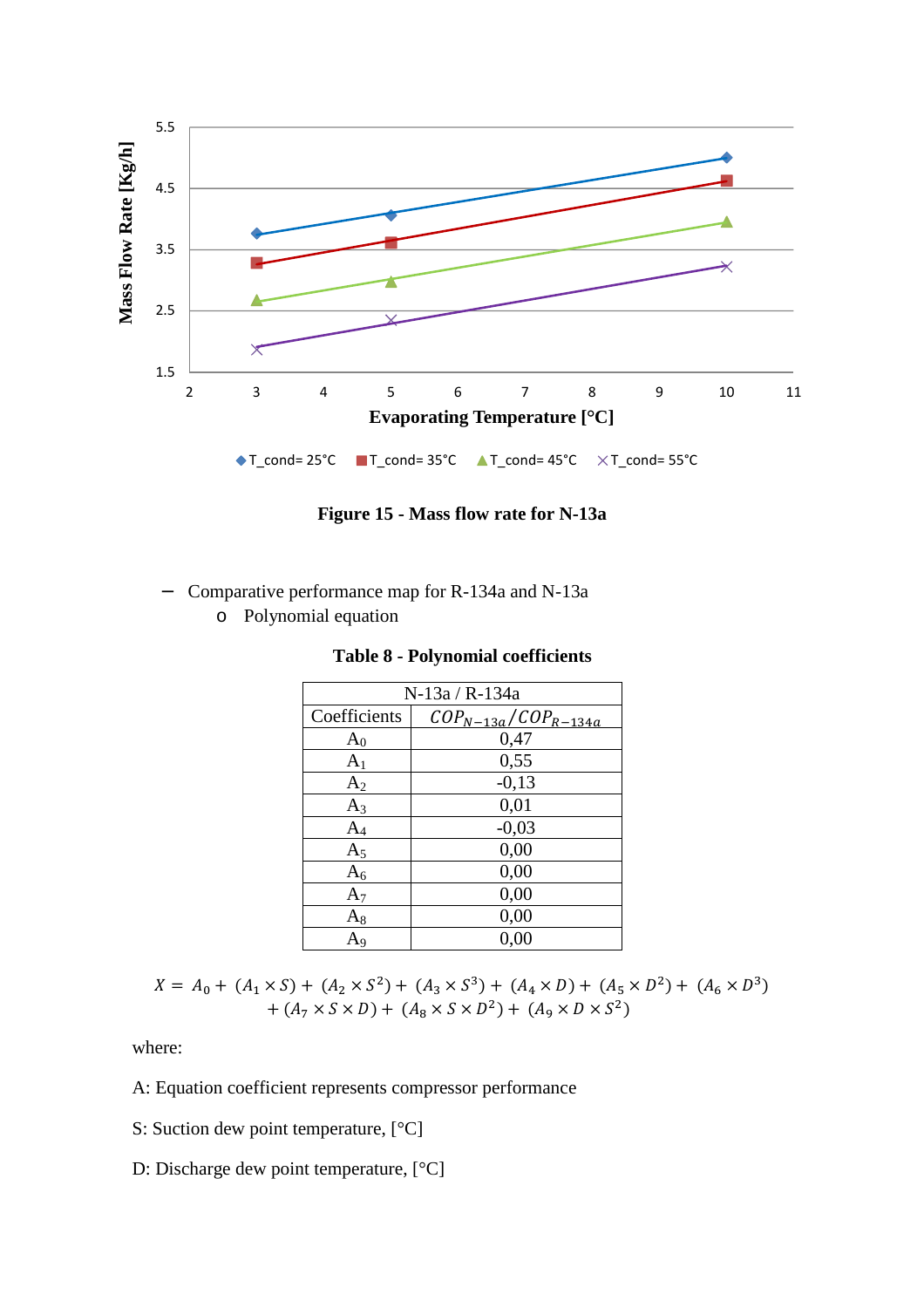Figure 15 - Mass flow rate for N-13a

- Comparative performance map for R-134a and N-13a
    - Polynomial equation

**Table 8 - Polynomial coefficients**

| N-13a / R-134a | |
|---|---|
| Coefficients | $COP_{N-13a}/COP_{R-134a}$ |
| $A_0$ | 0,47 |
| $A_1$ | 0,55 |
| $A_2$ | -0,13 |
| $A_3$ | 0,01 |
| $A_4$ | -0,03 |
| $A_5$ | 0,00 |
| $A_6$ | 0,00 |
| $A_7$ | 0,00 |
| $A_8$ | 0,00 |
| $A_9$ | 0,00 |

$$X = A_0 + (A_1 \times S) + (A_2 \times S^2) + (A_3 \times S^3) + (A_4 \times D) + (A_5 \times D^2) + (A_6 \times D^3) + (A_7 \times S \times D) + (A_8 \times S \times D^2) + (A_9 \times D \times S^2)$$

where:

A: Equation coefficient represents compressor performance

S: Suction dew point temperature, [°C]

D: Discharge dew point temperature, [°C]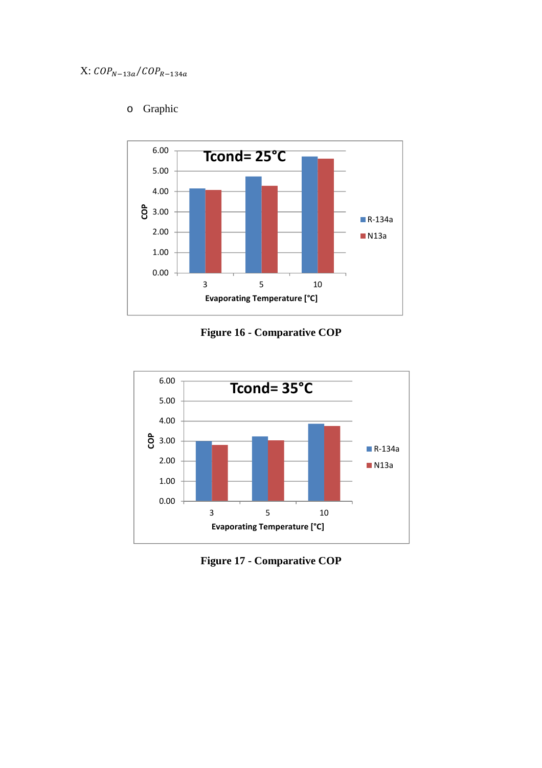X: $COP_{N-13a}/COP_{R-134a}$

- Graphic

Figure 16 - Comparative COP

Figure 17 - Comparative COP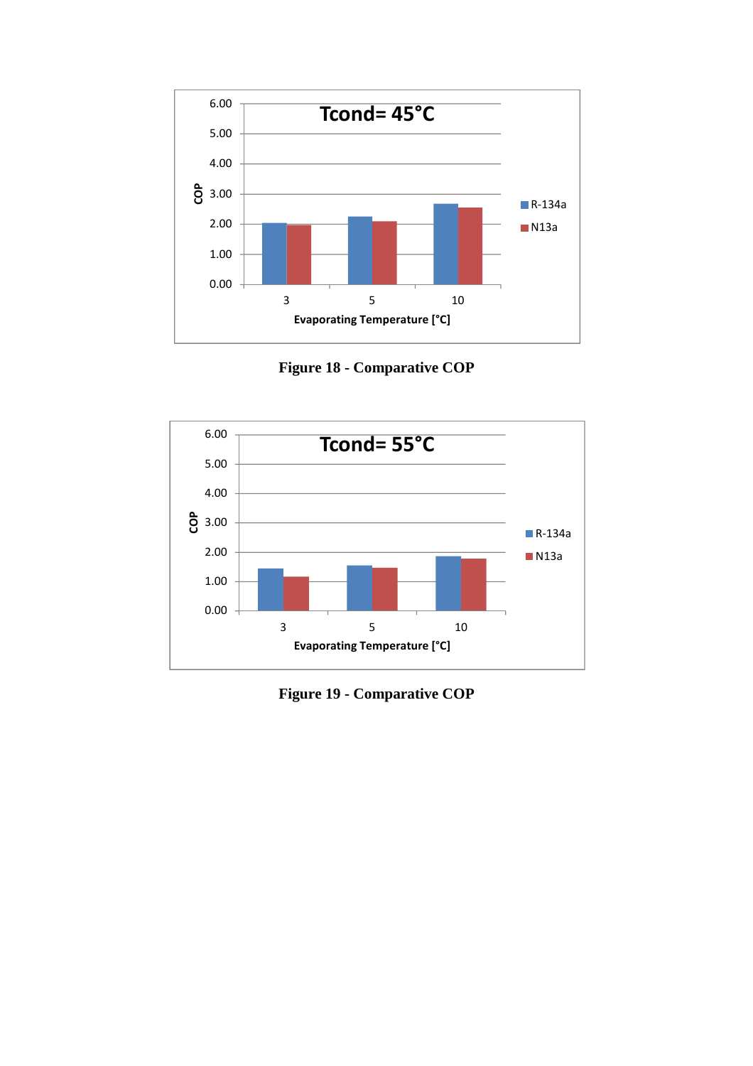Tcond= 45°C

COP

6.00
5.00
4.00
3.00
2.00
1.00
0.00

3
5
10

Evaporating Temperature [°C]

R-134a
N13a

**Figure 18 - Comparative COP**

Tcond= 55°C

COP

6.00
5.00
4.00
3.00
2.00
1.00
0.00

3
5
10

Evaporating Temperature [°C]

R-134a
N13a

**Figure 19 - Comparative COP**